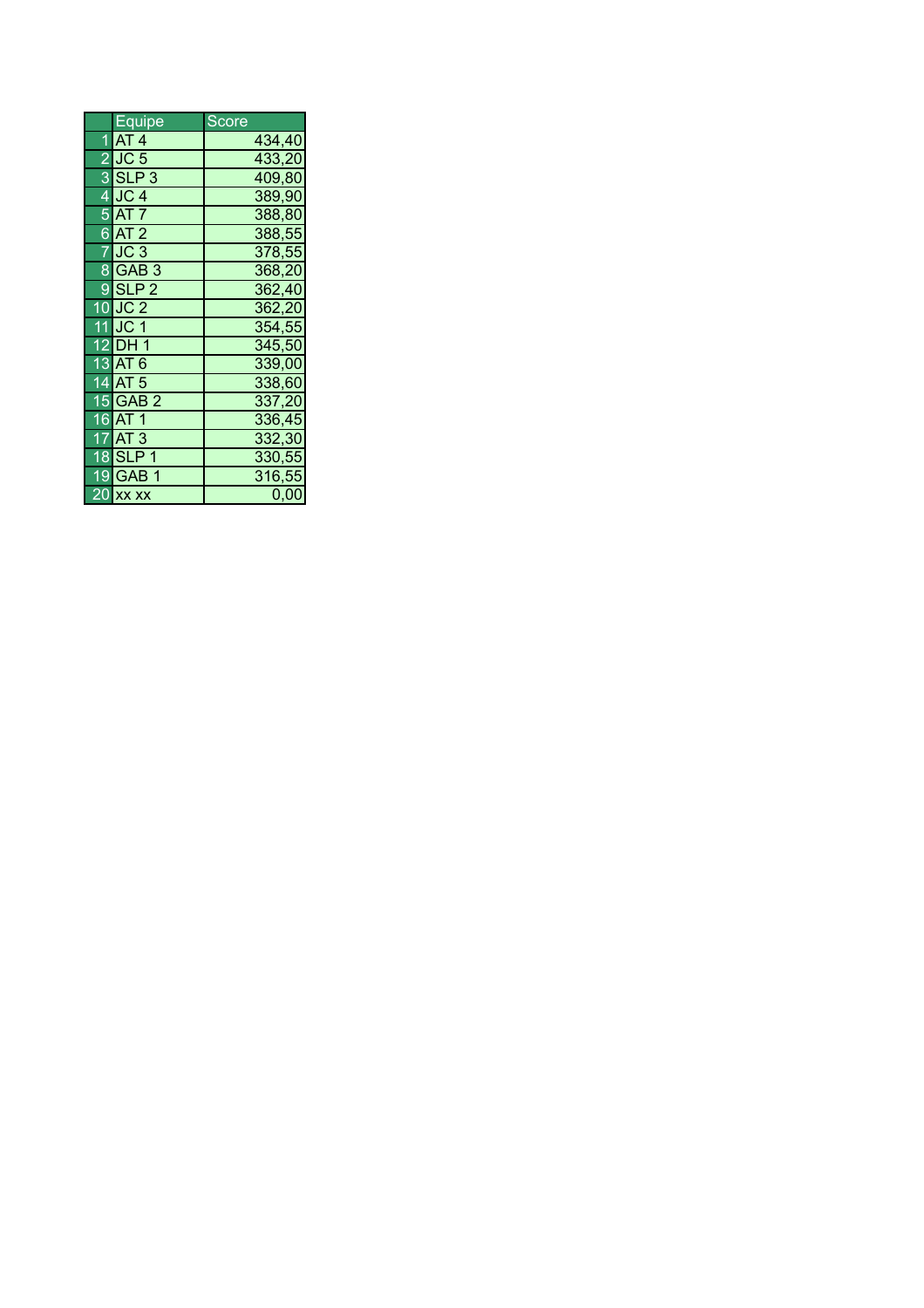| | Equipe | Score |
|---|---|---|
| 1 | AT 4 | 434,40 |
| 2 | JC 5 | 433,20 |
| 3 | SLP 3 | 409,80 |
| 4 | JC 4 | 389,90 |
| 5 | AT 7 | 388,80 |
| 6 | AT 2 | 388,55 |
| 7 | JC 3 | 378,55 |
| 8 | GAB 3 | 368,20 |
| 9 | SLP 2 | 362,40 |
| 10 | JC 2 | 362,20 |
| 11 | JC 1 | 354,55 |
| 12 | DH 1 | 345,50 |
| 13 | AT 6 | 339,00 |
| 14 | AT 5 | 338,60 |
| 15 | GAB 2 | 337,20 |
| 16 | AT 1 | 336,45 |
| 17 | AT 3 | 332,30 |
| 18 | SLP 1 | 330,55 |
| 19 | GAB 1 | 316,55 |
| 20 | xx xx | 0,00 |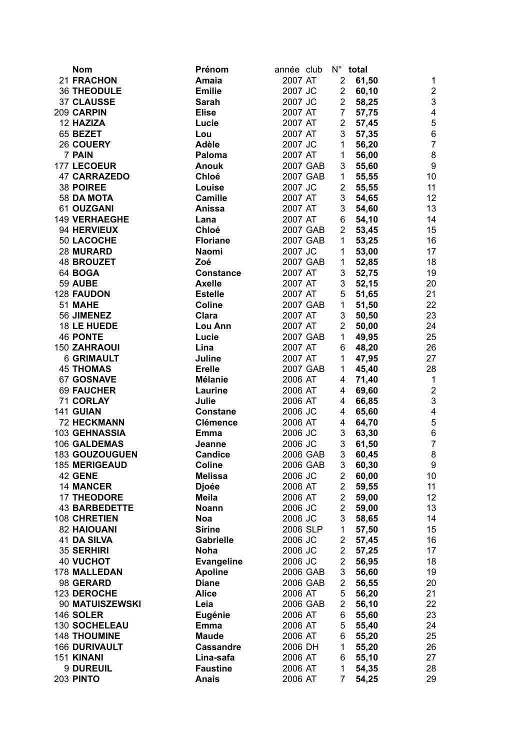| | Nom | Prénom | année | club | N° | total | |
|---|---|---|---|---|---|---|---|
| 21 | **FRACHON** | **Amaia** | 2007 | AT | 2 | **61,50** | 1 |
| 36 | **THEODULE** | **Emilie** | 2007 | JC | 2 | **60,10** | 2 |
| 37 | **CLAUSSE** | **Sarah** | 2007 | JC | 2 | **58,25** | 3 |
| 209 | **CARPIN** | **Elise** | 2007 | AT | 7 | **57,75** | 4 |
| 12 | **HAZIZA** | **Lucie** | 2007 | AT | 2 | **57,45** | 5 |
| 65 | **BEZET** | **Lou** | 2007 | AT | 3 | **57,35** | 6 |
| 26 | **COUERY** | **Adèle** | 2007 | JC | 1 | **56,20** | 7 |
| 7 | **PAIN** | **Paloma** | 2007 | AT | 1 | **56,00** | 8 |
| 177 | **LECOEUR** | **Anouk** | 2007 | GAB | 3 | **55,60** | 9 |
| 47 | **CARRAZEDO** | **Chloé** | 2007 | GAB | 1 | **55,55** | 10 |
| 38 | **POIREE** | **Louise** | 2007 | JC | 2 | **55,55** | 11 |
| 58 | **DA MOTA** | **Camille** | 2007 | AT | 3 | **54,65** | 12 |
| 61 | **OUZGANI** | **Anissa** | 2007 | AT | 3 | **54,60** | 13 |
| 149 | **VERHAEGHE** | **Lana** | 2007 | AT | 6 | **54,10** | 14 |
| 94 | **HERVIEUX** | **Chloé** | 2007 | GAB | 2 | **53,45** | 15 |
| 50 | **LACOCHE** | **Floriane** | 2007 | GAB | 1 | **53,25** | 16 |
| 28 | **MURARD** | **Naomi** | 2007 | JC | 1 | **53,00** | 17 |
| 48 | **BROUZET** | **Zoé** | 2007 | GAB | 1 | **52,85** | 18 |
| 64 | **BOGA** | **Constance** | 2007 | AT | 3 | **52,75** | 19 |
| 59 | **AUBE** | **Axelle** | 2007 | AT | 3 | **52,15** | 20 |
| 128 | **FAUDON** | **Estelle** | 2007 | AT | 5 | **51,65** | 21 |
| 51 | **MAHE** | **Coline** | 2007 | GAB | 1 | **51,50** | 22 |
| 56 | **JIMENEZ** | **Clara** | 2007 | AT | 3 | **50,50** | 23 |
| 18 | **LE HUEDE** | **Lou Ann** | 2007 | AT | 2 | **50,00** | 24 |
| 46 | **PONTE** | **Lucie** | 2007 | GAB | 1 | **49,95** | 25 |
| 150 | **ZAHRAOUI** | **Lina** | 2007 | AT | 6 | **48,20** | 26 |
| 6 | **GRIMAULT** | **Juline** | 2007 | AT | 1 | **47,95** | 27 |
| 45 | **THOMAS** | **Erelle** | 2007 | GAB | 1 | **45,40** | 28 |
| 67 | **GOSNAVE** | **Mélanie** | 2006 | AT | 4 | **71,40** | 1 |
| 69 | **FAUCHER** | **Laurine** | 2006 | AT | 4 | **69,60** | 2 |
| 71 | **CORLAY** | **Julie** | 2006 | AT | 4 | **66,85** | 3 |
| 141 | **GUIAN** | **Constane** | 2006 | JC | 4 | **65,60** | 4 |
| 72 | **HECKMANN** | **Clémence** | 2006 | AT | 4 | **64,70** | 5 |
| 103 | **GEHNASSIA** | **Emma** | 2006 | JC | 3 | **63,30** | 6 |
| 106 | **GALDEMAS** | **Jeanne** | 2006 | JC | 3 | **61,50** | 7 |
| 183 | **GOUZOUGUEN** | **Candice** | 2006 | GAB | 3 | **60,45** | 8 |
| 185 | **MERIGEAUD** | **Coline** | 2006 | GAB | 3 | **60,30** | 9 |
| 42 | **GENE** | **Melissa** | 2006 | JC | 2 | **60,00** | 10 |
| 14 | **MANCER** | **Djoée** | 2006 | AT | 2 | **59,55** | 11 |
| 17 | **THEODORE** | **Meila** | 2006 | AT | 2 | **59,00** | 12 |
| 43 | **BARBEDETTE** | **Noann** | 2006 | JC | 2 | **59,00** | 13 |
| 108 | **CHRETIEN** | **Noa** | 2006 | JC | 3 | **58,65** | 14 |
| 82 | **HAIOUANI** | **Sirine** | 2006 | SLP | 1 | **57,50** | 15 |
| 41 | **DA SILVA** | **Gabrielle** | 2006 | JC | 2 | **57,45** | 16 |
| 35 | **SERHIRI** | **Noha** | 2006 | JC | 2 | **57,25** | 17 |
| 40 | **VUCHOT** | **Evangeline** | 2006 | JC | 2 | **56,95** | 18 |
| 178 | **MALLEDAN** | **Apoline** | 2006 | GAB | 3 | **56,60** | 19 |
| 98 | **GERARD** | **Diane** | 2006 | GAB | 2 | **56,55** | 20 |
| 123 | **DEROCHE** | **Alice** | 2006 | AT | 5 | **56,20** | 21 |
| 90 | **MATUISZEWSKI** | **Leia** | 2006 | GAB | 2 | **56,10** | 22 |
| 146 | **SOLER** | **Eugénie** | 2006 | AT | 6 | **55,60** | 23 |
| 130 | **SOCHELEAU** | **Emma** | 2006 | AT | 5 | **55,40** | 24 |
| 148 | **THOUMINE** | **Maude** | 2006 | AT | 6 | **55,20** | 25 |
| 166 | **DURIVAULT** | **Cassandre** | 2006 | DH | 1 | **55,20** | 26 |
| 151 | **KINANI** | **Lina-safa** | 2006 | AT | 6 | **55,10** | 27 |
| 9 | **DUREUIL** | **Faustine** | 2006 | AT | 1 | **54,35** | 28 |
| 203 | **PINTO** | **Anais** | 2006 | AT | 7 | **54,25** | 29 |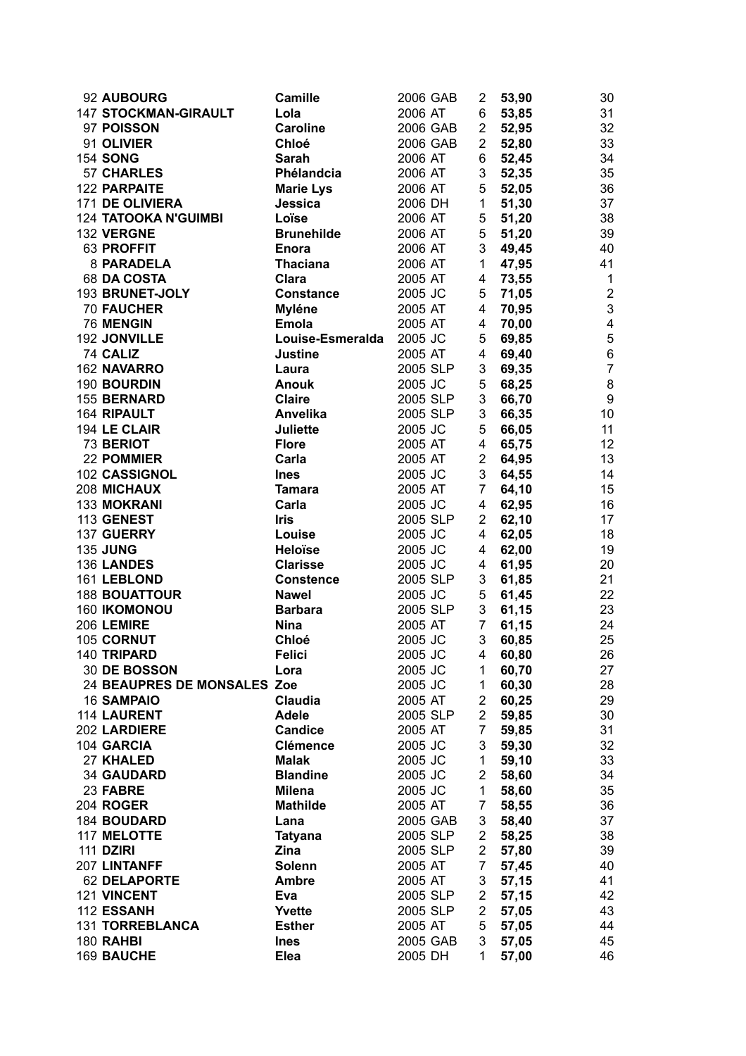| | | | | | | |
|---|---|---|---|---|---|---|
| 92 | **AUBOURG** | **Camille** | 2006 GAB | 2 | **53,90** | 30 |
| 147 | **STOCKMAN-GIRAULT** | **Lola** | 2006 AT | 6 | **53,85** | 31 |
| 97 | **POISSON** | **Caroline** | 2006 GAB | 2 | **52,95** | 32 |
| 91 | **OLIVIER** | **Chloé** | 2006 GAB | 2 | **52,80** | 33 |
| 154 | **SONG** | **Sarah** | 2006 AT | 6 | **52,45** | 34 |
| 57 | **CHARLES** | **Phélandcia** | 2006 AT | 3 | **52,35** | 35 |
| 122 | **PARPAITE** | **Marie Lys** | 2006 AT | 5 | **52,05** | 36 |
| 171 | **DE OLIVIERA** | **Jessica** | 2006 DH | 1 | **51,30** | 37 |
| 124 | **TATOOKA N'GUIMBI** | **Loïse** | 2006 AT | 5 | **51,20** | 38 |
| 132 | **VERGNE** | **Brunehilde** | 2006 AT | 5 | **51,20** | 39 |
| 63 | **PROFFIT** | **Enora** | 2006 AT | 3 | **49,45** | 40 |
| 8 | **PARADELA** | **Thaciana** | 2006 AT | 1 | **47,95** | 41 |
| 68 | **DA COSTA** | **Clara** | 2005 AT | 4 | **73,55** | 1 |
| 193 | **BRUNET-JOLY** | **Constance** | 2005 JC | 5 | **71,05** | 2 |
| 70 | **FAUCHER** | **Myléne** | 2005 AT | 4 | **70,95** | 3 |
| 76 | **MENGIN** | **Emola** | 2005 AT | 4 | **70,00** | 4 |
| 192 | **JONVILLE** | **Louise-Esmeralda** | 2005 JC | 5 | **69,85** | 5 |
| 74 | **CALIZ** | **Justine** | 2005 AT | 4 | **69,40** | 6 |
| 162 | **NAVARRO** | **Laura** | 2005 SLP | 3 | **69,35** | 7 |
| 190 | **BOURDIN** | **Anouk** | 2005 JC | 5 | **68,25** | 8 |
| 155 | **BERNARD** | **Claire** | 2005 SLP | 3 | **66,70** | 9 |
| 164 | **RIPAULT** | **Anvelika** | 2005 SLP | 3 | **66,35** | 10 |
| 194 | **LE CLAIR** | **Juliette** | 2005 JC | 5 | **66,05** | 11 |
| 73 | **BERIOT** | **Flore** | 2005 AT | 4 | **65,75** | 12 |
| 22 | **POMMIER** | **Carla** | 2005 AT | 2 | **64,95** | 13 |
| 102 | **CASSIGNOL** | **Ines** | 2005 JC | 3 | **64,55** | 14 |
| 208 | **MICHAUX** | **Tamara** | 2005 AT | 7 | **64,10** | 15 |
| 133 | **MOKRANI** | **Carla** | 2005 JC | 4 | **62,95** | 16 |
| 113 | **GENEST** | **Iris** | 2005 SLP | 2 | **62,10** | 17 |
| 137 | **GUERRY** | **Louise** | 2005 JC | 4 | **62,05** | 18 |
| 135 | **JUNG** | **Heloïse** | 2005 JC | 4 | **62,00** | 19 |
| 136 | **LANDES** | **Clarisse** | 2005 JC | 4 | **61,95** | 20 |
| 161 | **LEBLOND** | **Constence** | 2005 SLP | 3 | **61,85** | 21 |
| 188 | **BOUATTOUR** | **Nawel** | 2005 JC | 5 | **61,45** | 22 |
| 160 | **IKOMONOU** | **Barbara** | 2005 SLP | 3 | **61,15** | 23 |
| 206 | **LEMIRE** | **Nina** | 2005 AT | 7 | **61,15** | 24 |
| 105 | **CORNUT** | **Chloé** | 2005 JC | 3 | **60,85** | 25 |
| 140 | **TRIPARD** | **Felici** | 2005 JC | 4 | **60,80** | 26 |
| 30 | **DE BOSSON** | **Lora** | 2005 JC | 1 | **60,70** | 27 |
| 24 | **BEAUPRES DE MONSALES** | **Zoe** | 2005 JC | 1 | **60,30** | 28 |
| 16 | **SAMPAIO** | **Claudia** | 2005 AT | 2 | **60,25** | 29 |
| 114 | **LAURENT** | **Adele** | 2005 SLP | 2 | **59,85** | 30 |
| 202 | **LARDIERE** | **Candice** | 2005 AT | 7 | **59,85** | 31 |
| 104 | **GARCIA** | **Clémence** | 2005 JC | 3 | **59,30** | 32 |
| 27 | **KHALED** | **Malak** | 2005 JC | 1 | **59,10** | 33 |
| 34 | **GAUDARD** | **Blandine** | 2005 JC | 2 | **58,60** | 34 |
| 23 | **FABRE** | **Milena** | 2005 JC | 1 | **58,60** | 35 |
| 204 | **ROGER** | **Mathilde** | 2005 AT | 7 | **58,55** | 36 |
| 184 | **BOUDARD** | **Lana** | 2005 GAB | 3 | **58,40** | 37 |
| 117 | **MELOTTE** | **Tatyana** | 2005 SLP | 2 | **58,25** | 38 |
| 111 | **DZIRI** | **Zina** | 2005 SLP | 2 | **57,80** | 39 |
| 207 | **LINTANFF** | **Solenn** | 2005 AT | 7 | **57,45** | 40 |
| 62 | **DELAPORTE** | **Ambre** | 2005 AT | 3 | **57,15** | 41 |
| 121 | **VINCENT** | **Eva** | 2005 SLP | 2 | **57,15** | 42 |
| 112 | **ESSANH** | **Yvette** | 2005 SLP | 2 | **57,05** | 43 |
| 131 | **TORREBLANCA** | **Esther** | 2005 AT | 5 | **57,05** | 44 |
| 180 | **RAHBI** | **Ines** | 2005 GAB | 3 | **57,05** | 45 |
| 169 | **BAUCHE** | **Elea** | 2005 DH | 1 | **57,00** | 46 |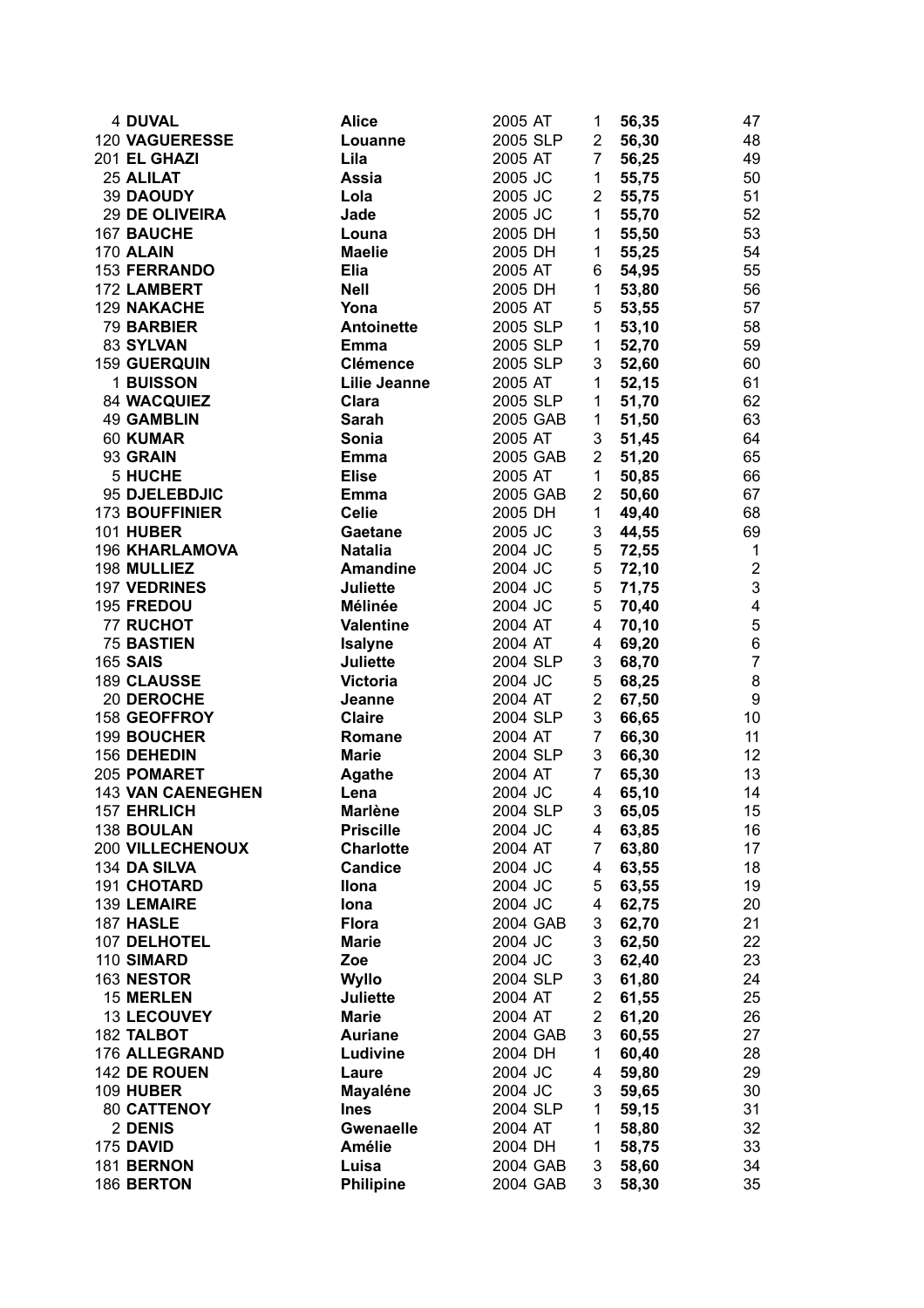| | | | | | | |
|---|---|---|---|---|---|---|
| 4 | **DUVAL** | **Alice** | 2005 AT | 1 | **56,35** | 47 |
| 120 | **VAGUERESSE** | **Louanne** | 2005 SLP | 2 | **56,30** | 48 |
| 201 | **EL GHAZI** | **Lila** | 2005 AT | 7 | **56,25** | 49 |
| 25 | **ALILAT** | **Assia** | 2005 JC | 1 | **55,75** | 50 |
| 39 | **DAOUDY** | **Lola** | 2005 JC | 2 | **55,75** | 51 |
| 29 | **DE OLIVEIRA** | **Jade** | 2005 JC | 1 | **55,70** | 52 |
| 167 | **BAUCHE** | **Louna** | 2005 DH | 1 | **55,50** | 53 |
| 170 | **ALAIN** | **Maelie** | 2005 DH | 1 | **55,25** | 54 |
| 153 | **FERRANDO** | **Elia** | 2005 AT | 6 | **54,95** | 55 |
| 172 | **LAMBERT** | **Nell** | 2005 DH | 1 | **53,80** | 56 |
| 129 | **NAKACHE** | **Yona** | 2005 AT | 5 | **53,55** | 57 |
| 79 | **BARBIER** | **Antoinette** | 2005 SLP | 1 | **53,10** | 58 |
| 83 | **SYLVAN** | **Emma** | 2005 SLP | 1 | **52,70** | 59 |
| 159 | **GUERQUIN** | **Clémence** | 2005 SLP | 3 | **52,60** | 60 |
| 1 | **BUISSON** | **Lilie Jeanne** | 2005 AT | 1 | **52,15** | 61 |
| 84 | **WACQUIEZ** | **Clara** | 2005 SLP | 1 | **51,70** | 62 |
| 49 | **GAMBLIN** | **Sarah** | 2005 GAB | 1 | **51,50** | 63 |
| 60 | **KUMAR** | **Sonia** | 2005 AT | 3 | **51,45** | 64 |
| 93 | **GRAIN** | **Emma** | 2005 GAB | 2 | **51,20** | 65 |
| 5 | **HUCHE** | **Elise** | 2005 AT | 1 | **50,85** | 66 |
| 95 | **DJELEBDJIC** | **Emma** | 2005 GAB | 2 | **50,60** | 67 |
| 173 | **BOUFFINIER** | **Celie** | 2005 DH | 1 | **49,40** | 68 |
| 101 | **HUBER** | **Gaetane** | 2005 JC | 3 | **44,55** | 69 |
| 196 | **KHARLAMOVA** | **Natalia** | 2004 JC | 5 | **72,55** | 1 |
| 198 | **MULLIEZ** | **Amandine** | 2004 JC | 5 | **72,10** | 2 |
| 197 | **VEDRINES** | **Juliette** | 2004 JC | 5 | **71,75** | 3 |
| 195 | **FREDOU** | **Mélinée** | 2004 JC | 5 | **70,40** | 4 |
| 77 | **RUCHOT** | **Valentine** | 2004 AT | 4 | **70,10** | 5 |
| 75 | **BASTIEN** | **Isalyne** | 2004 AT | 4 | **69,20** | 6 |
| 165 | **SAIS** | **Juliette** | 2004 SLP | 3 | **68,70** | 7 |
| 189 | **CLAUSSE** | **Victoria** | 2004 JC | 5 | **68,25** | 8 |
| 20 | **DEROCHE** | **Jeanne** | 2004 AT | 2 | **67,50** | 9 |
| 158 | **GEOFFROY** | **Claire** | 2004 SLP | 3 | **66,65** | 10 |
| 199 | **BOUCHER** | **Romane** | 2004 AT | 7 | **66,30** | 11 |
| 156 | **DEHEDIN** | **Marie** | 2004 SLP | 3 | **66,30** | 12 |
| 205 | **POMARET** | **Agathe** | 2004 AT | 7 | **65,30** | 13 |
| 143 | **VAN CAENEGHEN** | **Lena** | 2004 JC | 4 | **65,10** | 14 |
| 157 | **EHRLICH** | **Marlène** | 2004 SLP | 3 | **65,05** | 15 |
| 138 | **BOULAN** | **Priscille** | 2004 JC | 4 | **63,85** | 16 |
| 200 | **VILLECHENOUX** | **Charlotte** | 2004 AT | 7 | **63,80** | 17 |
| 134 | **DA SILVA** | **Candice** | 2004 JC | 4 | **63,55** | 18 |
| 191 | **CHOTARD** | **Ilona** | 2004 JC | 5 | **63,55** | 19 |
| 139 | **LEMAIRE** | **Iona** | 2004 JC | 4 | **62,75** | 20 |
| 187 | **HASLE** | **Flora** | 2004 GAB | 3 | **62,70** | 21 |
| 107 | **DELHOTEL** | **Marie** | 2004 JC | 3 | **62,50** | 22 |
| 110 | **SIMARD** | **Zoe** | 2004 JC | 3 | **62,40** | 23 |
| 163 | **NESTOR** | **Wyllo** | 2004 SLP | 3 | **61,80** | 24 |
| 15 | **MERLEN** | **Juliette** | 2004 AT | 2 | **61,55** | 25 |
| 13 | **LECOUVEY** | **Marie** | 2004 AT | 2 | **61,20** | 26 |
| 182 | **TALBOT** | **Auriane** | 2004 GAB | 3 | **60,55** | 27 |
| 176 | **ALLEGRAND** | **Ludivine** | 2004 DH | 1 | **60,40** | 28 |
| 142 | **DE ROUEN** | **Laure** | 2004 JC | 4 | **59,80** | 29 |
| 109 | **HUBER** | **Mayaléne** | 2004 JC | 3 | **59,65** | 30 |
| 80 | **CATTENOY** | **Ines** | 2004 SLP | 1 | **59,15** | 31 |
| 2 | **DENIS** | **Gwenaelle** | 2004 AT | 1 | **58,80** | 32 |
| 175 | **DAVID** | **Amélie** | 2004 DH | 1 | **58,75** | 33 |
| 181 | **BERNON** | **Luisa** | 2004 GAB | 3 | **58,60** | 34 |
| 186 | **BERTON** | **Philipine** | 2004 GAB | 3 | **58,30** | 35 |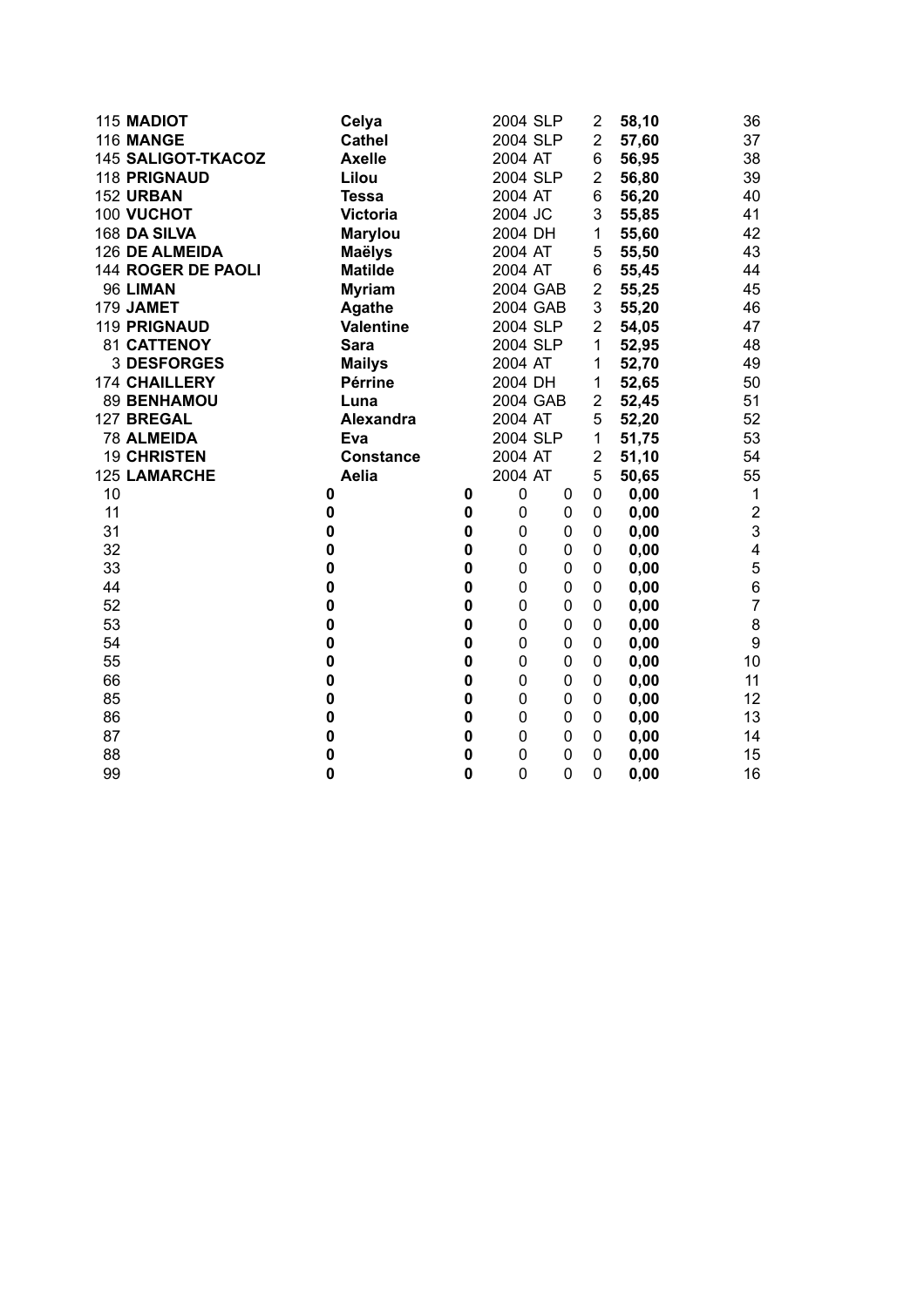| | | | | | | | | |
|---|---|---|---|---|---|---|---|---|
| 115 | **MADIOT** | **Celya** | | 2004 | SLP | 2 | **58,10** | 36 |
| 116 | **MANGE** | **Cathel** | | 2004 | SLP | 2 | **57,60** | 37 |
| 145 | **SALIGOT-TKACOZ** | **Axelle** | | 2004 | AT | 6 | **56,95** | 38 |
| 118 | **PRIGNAUD** | **Lilou** | | 2004 | SLP | 2 | **56,80** | 39 |
| 152 | **URBAN** | **Tessa** | | 2004 | AT | 6 | **56,20** | 40 |
| 100 | **VUCHOT** | **Victoria** | | 2004 | JC | 3 | **55,85** | 41 |
| 168 | **DA SILVA** | **Marylou** | | 2004 | DH | 1 | **55,60** | 42 |
| 126 | **DE ALMEIDA** | **Maëlys** | | 2004 | AT | 5 | **55,50** | 43 |
| 144 | **ROGER DE PAOLI** | **Matilde** | | 2004 | AT | 6 | **55,45** | 44 |
| 96 | **LIMAN** | **Myriam** | | 2004 | GAB | 2 | **55,25** | 45 |
| 179 | **JAMET** | **Agathe** | | 2004 | GAB | 3 | **55,20** | 46 |
| 119 | **PRIGNAUD** | **Valentine** | | 2004 | SLP | 2 | **54,05** | 47 |
| 81 | **CATTENOY** | **Sara** | | 2004 | SLP | 1 | **52,95** | 48 |
| 3 | **DESFORGES** | **Mailys** | | 2004 | AT | 1 | **52,70** | 49 |
| 174 | **CHAILLERY** | **Pérrine** | | 2004 | DH | 1 | **52,65** | 50 |
| 89 | **BENHAMOU** | **Luna** | | 2004 | GAB | 2 | **52,45** | 51 |
| 127 | **BREGAL** | **Alexandra** | | 2004 | AT | 5 | **52,20** | 52 |
| 78 | **ALMEIDA** | **Eva** | | 2004 | SLP | 1 | **51,75** | 53 |
| 19 | **CHRISTEN** | **Constance** | | 2004 | AT | 2 | **51,10** | 54 |
| 125 | **LAMARCHE** | **Aelia** | | 2004 | AT | 5 | **50,65** | 55 |
| 10 | | **0** | **0** | 0 | 0 | 0 | **0,00** | 1 |
| 11 | | **0** | **0** | 0 | 0 | 0 | **0,00** | 2 |
| 31 | | **0** | **0** | 0 | 0 | 0 | **0,00** | 3 |
| 32 | | **0** | **0** | 0 | 0 | 0 | **0,00** | 4 |
| 33 | | **0** | **0** | 0 | 0 | 0 | **0,00** | 5 |
| 44 | | **0** | **0** | 0 | 0 | 0 | **0,00** | 6 |
| 52 | | **0** | **0** | 0 | 0 | 0 | **0,00** | 7 |
| 53 | | **0** | **0** | 0 | 0 | 0 | **0,00** | 8 |
| 54 | | **0** | **0** | 0 | 0 | 0 | **0,00** | 9 |
| 55 | | **0** | **0** | 0 | 0 | 0 | **0,00** | 10 |
| 66 | | **0** | **0** | 0 | 0 | 0 | **0,00** | 11 |
| 85 | | **0** | **0** | 0 | 0 | 0 | **0,00** | 12 |
| 86 | | **0** | **0** | 0 | 0 | 0 | **0,00** | 13 |
| 87 | | **0** | **0** | 0 | 0 | 0 | **0,00** | 14 |
| 88 | | **0** | **0** | 0 | 0 | 0 | **0,00** | 15 |
| 99 | | **0** | **0** | 0 | 0 | 0 | **0,00** | 16 |